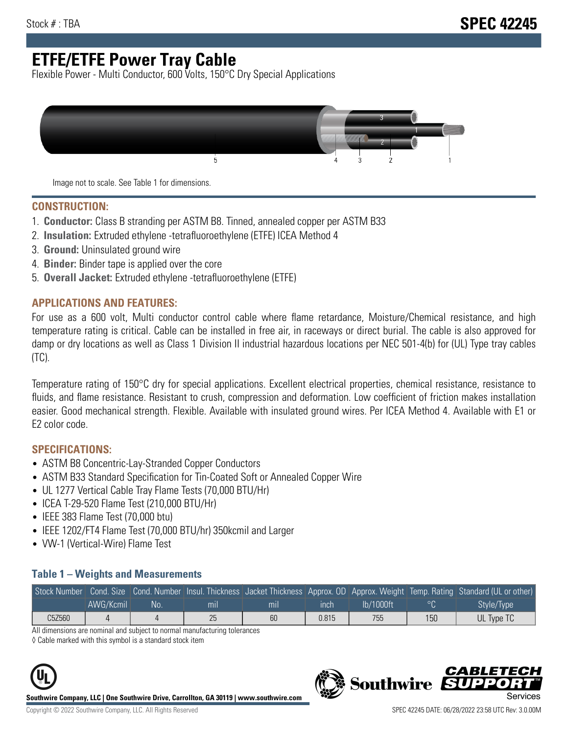Stock # : TBA

# SPEC 42245

# ETFE/ETFE Power Tray Cable

Flexible Power - Multi Conductor, 600 Volts, 150°C Dry Special Applications

Image not to scale. See Table 1 for dimensions.

## CONSTRUCTION:

1. **Conductor:** Class B stranding per ASTM B8. Tinned, annealed copper per ASTM B33
2. **Insulation:** Extruded ethylene -tetrafluoroethylene (ETFE) ICEA Method 4
3. **Ground:** Uninsulated ground wire
4. **Binder:** Binder tape is applied over the core
5. **Overall Jacket:** Extruded ethylene -tetrafluoroethylene (ETFE)

## APPLICATIONS AND FEATURES:

For use as a 600 volt, Multi conductor control cable where flame retardance, Moisture/Chemical resistance, and high temperature rating is critical. Cable can be installed in free air, in raceways or direct burial. The cable is also approved for damp or dry locations as well as Class 1 Division II industrial hazardous locations per NEC 501-4(b) for (UL) Type tray cables (TC).

Temperature rating of 150°C dry for special applications. Excellent electrical properties, chemical resistance, resistance to fluids, and flame resistance. Resistant to crush, compression and deformation. Low coefficient of friction makes installation easier. Good mechanical strength. Flexible. Available with insulated ground wires. Per ICEA Method 4. Available with E1 or E2 color code.

## SPECIFICATIONS:

- ASTM B8 Concentric-Lay-Stranded Copper Conductors
- ASTM B33 Standard Specification for Tin-Coated Soft or Annealed Copper Wire
- UL 1277 Vertical Cable Tray Flame Tests (70,000 BTU/Hr)
- ICEA T-29-520 Flame Test (210,000 BTU/Hr)
- IEEE 383 Flame Test (70,000 btu)
- IEEE 1202/FT4 Flame Test (70,000 BTU/hr) 350kcmil and Larger
- VW-1 (Vertical-Wire) Flame Test

### Table 1 – Weights and Measurements

| Stock Number | Cond. Size | Cond. Number | Insul. Thickness | Jacket Thickness | Approx. OD | Approx. Weight | Temp. Rating | Standard (UL or other) |
|---|---|---|---|---|---|---|---|---|
| | AWG/Kcmil | No. | mil | mil | inch | lb/1000ft | °C | Style/Type |
| C5Z560 | 4 | 4 | 25 | 60 | 0.815 | 755 | 150 | UL Type TC |

All dimensions are nominal and subject to normal manufacturing tolerances

◊ Cable marked with this symbol is a standard stock item

**Southwire Company, LLC | One Southwire Drive, Carrollton, GA 30119 | www.southwire.com**

Copyright © 2022 Southwire Company, LLC. All Rights Reserved

SPEC 42245 DATE: 06/28/2022 23:58 UTC Rev: 3.0.00M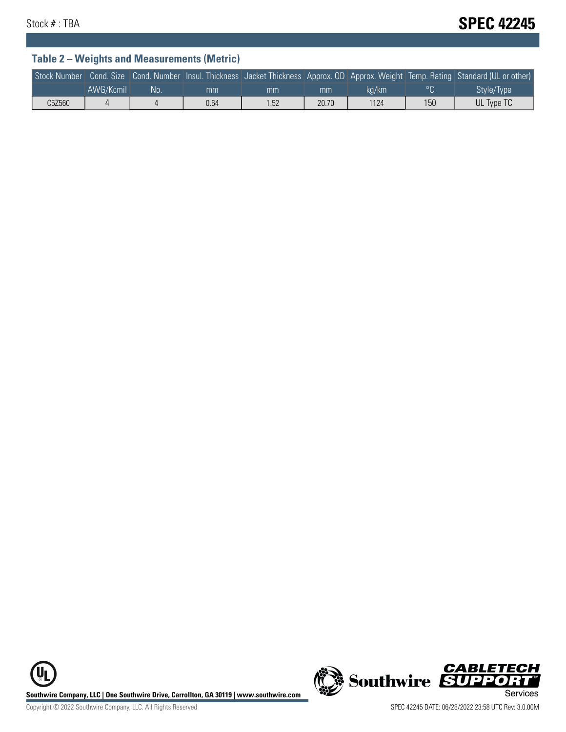### Table 2 – Weights and Measurements (Metric)

| Stock Number | Cond. Size | Cond. Number | Insul. Thickness | Jacket Thickness | Approx. OD | Approx. Weight | Temp. Rating | Standard (UL or other) |
|---|---|---|---|---|---|---|---|---|
| | AWG/Kcmil | No. | mm | mm | mm | kg/km | °C | Style/Type |
| C5Z560 | 4 | 4 | 0.64 | 1.52 | 20.70 | 1124 | 150 | UL Type TC |

**Southwire Company, LLC | One Southwire Drive, Carrollton, GA 30119 | www.southwire.com**

Copyright © 2022 Southwire Company, LLC. All Rights Reserved

SPEC 42245 DATE: 06/28/2022 23:58 UTC Rev: 3.0.00M